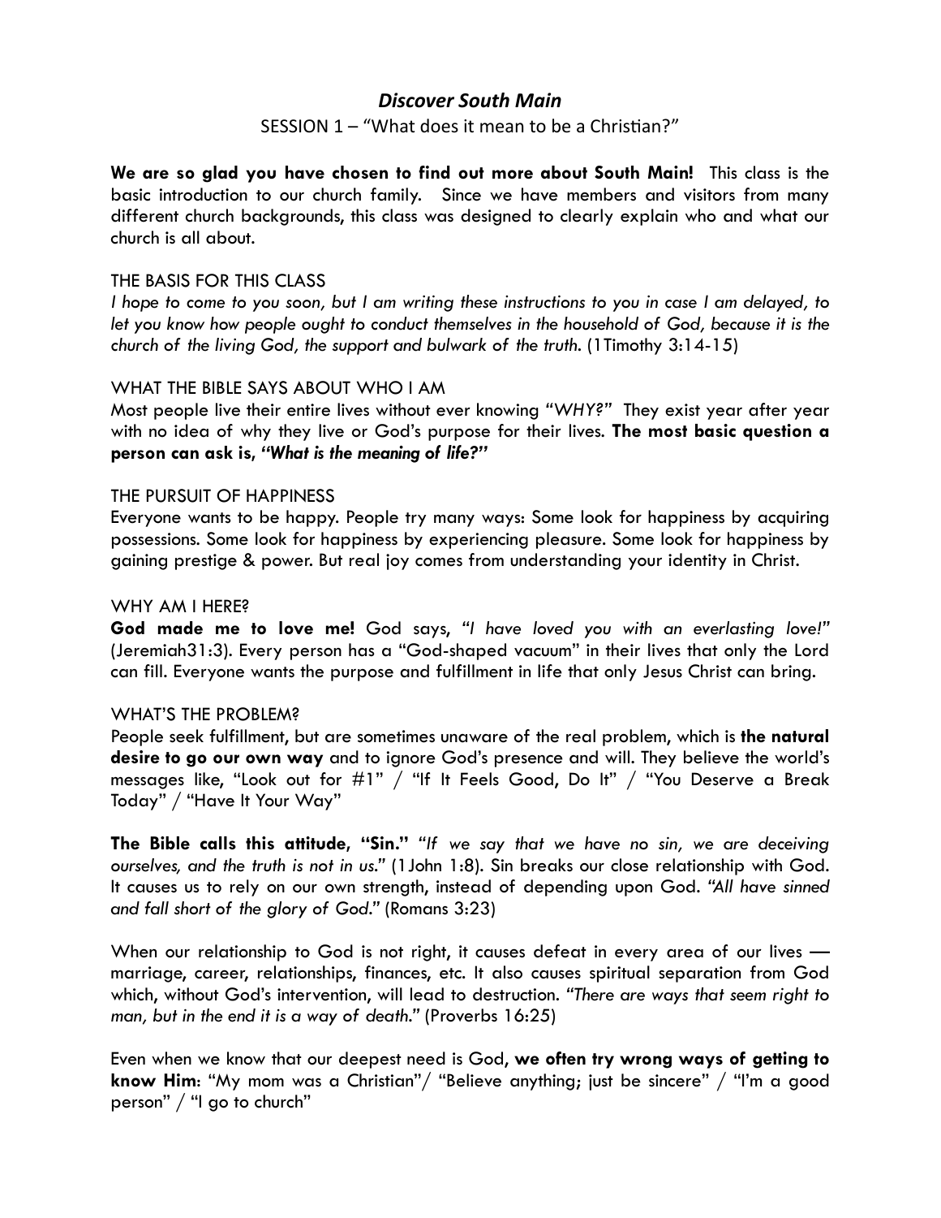# *Discover South Main*

SESSION 1 – "What does it mean to be a Christian?"

**We are so glad you have chosen to find out more about South Main!** This class is the basic introduction to our church family. Since we have members and visitors from many different church backgrounds, this class was designed to clearly explain who and what our church is all about.

## THE BASIS FOR THIS CLASS

*I hope to come to you soon, but I am writing these instructions to you in case I am delayed, to let you know how people ought to conduct themselves in the household of God, because it is the church of the living God, the support and bulwark of the truth.* (1Timothy 3:14-15)

## WHAT THE BIBLE SAYS ABOUT WHO I AM

Most people live their entire lives without ever knowing "*WHY?*" They exist year after year with no idea of why they live or God's purpose for their lives. **The most basic question a person can ask is, *"What is the meaning of life?"***

## THE PURSUIT OF HAPPINESS

Everyone wants to be happy. People try many ways: Some look for happiness by acquiring possessions. Some look for happiness by experiencing pleasure. Some look for happiness by gaining prestige & power. But real joy comes from understanding your identity in Christ.

## WHY AM I HERE?

**God made me to love me!** God says, "*I have loved you with an everlasting love!*" (Jeremiah31:3). Every person has a "God-shaped vacuum" in their lives that only the Lord can fill. Everyone wants the purpose and fulfillment in life that only Jesus Christ can bring.

## WHAT'S THE PROBLEM?

People seek fulfillment, but are sometimes unaware of the real problem, which is **the natural desire to go our own way** and to ignore God's presence and will. They believe the world's messages like, "Look out for #1" / "If It Feels Good, Do It" / "You Deserve a Break Today" / "Have It Your Way"

**The Bible calls this attitude, "Sin."** "*If we say that we have no sin, we are deceiving ourselves, and the truth is not in us.*" (1John 1:8). Sin breaks our close relationship with God. It causes us to rely on our own strength, instead of depending upon God. "*All have sinned and fall short of the glory of God.*" (Romans 3:23)

When our relationship to God is not right, it causes defeat in every area of our lives — marriage, career, relationships, finances, etc. It also causes spiritual separation from God which, without God's intervention, will lead to destruction. "*There are ways that seem right to man, but in the end it is a way of death.*" (Proverbs 16:25)

Even when we know that our deepest need is God, **we often try wrong ways of getting to know Him**: "My mom was a Christian"/ "Believe anything; just be sincere" / "I'm a good person" / "I go to church"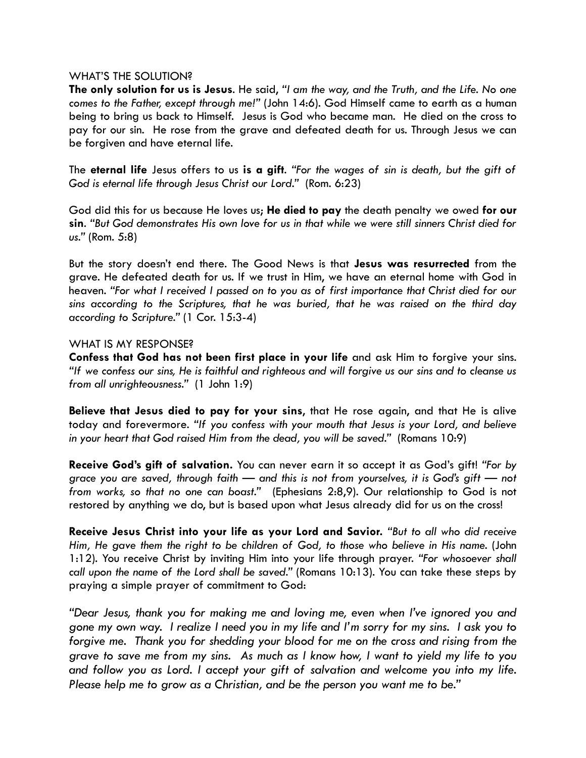WHAT'S THE SOLUTION?

**The only solution for us is Jesus**. He said, *"I am the way, and the Truth, and the Life. No one comes to the Father, except through me!"* (John 14:6). God Himself came to earth as a human being to bring us back to Himself. Jesus is God who became man. He died on the cross to pay for our sin. He rose from the grave and defeated death for us. Through Jesus we can be forgiven and have eternal life.

The **eternal life** Jesus offers to us **is a gift**. *"For the wages of sin is death, but the gift of God is eternal life through Jesus Christ our Lord."* (Rom. 6:23)

God did this for us because He loves us; **He died to pay** the death penalty we owed **for our sin**. *"But God demonstrates His own love for us in that while we were still sinners Christ died for us."* (Rom. 5:8)

But the story doesn't end there. The Good News is that **Jesus was resurrected** from the grave. He defeated death for us. If we trust in Him, we have an eternal home with God in heaven. *"For what I received I passed on to you as of first importance that Christ died for our sins according to the Scriptures, that he was buried, that he was raised on the third day according to Scripture."* (1 Cor. 15:3-4)

WHAT IS MY RESPONSE?

**Confess that God has not been first place in your life** and ask Him to forgive your sins. *"If we confess our sins, He is faithful and righteous and will forgive us our sins and to cleanse us from all unrighteousness."* (1 John 1:9)

**Believe that Jesus died to pay for your sins**, that He rose again, and that He is alive today and forevermore. *"If you confess with your mouth that Jesus is your Lord, and believe in your heart that God raised Him from the dead, you will be saved."* (Romans 10:9)

**Receive God's gift of salvation**. You can never earn it so accept it as God's gift! *"For by grace you are saved, through faith — and this is not from yourselves, it is God's gift — not from works, so that no one can boast."* (Ephesians 2:8,9). Our relationship to God is not restored by anything we do, but is based upon what Jesus already did for us on the cross!

**Receive Jesus Christ into your life as your Lord and Savior.** *"But to all who did receive Him, He gave them the right to be children of God, to those who believe in His name.* (John 1:12). You receive Christ by inviting Him into your life through prayer. *"For whosoever shall call upon the name of the Lord shall be saved."* (Romans 10:13). You can take these steps by praying a simple prayer of commitment to God:

*"Dear Jesus, thank you for making me and loving me, even when I've ignored you and gone my own way. I realize I need you in my life and I'm sorry for my sins. I ask you to forgive me. Thank you for shedding your blood for me on the cross and rising from the grave to save me from my sins. As much as I know how, I want to yield my life to you and follow you as Lord. I accept your gift of salvation and welcome you into my life. Please help me to grow as a Christian, and be the person you want me to be."*